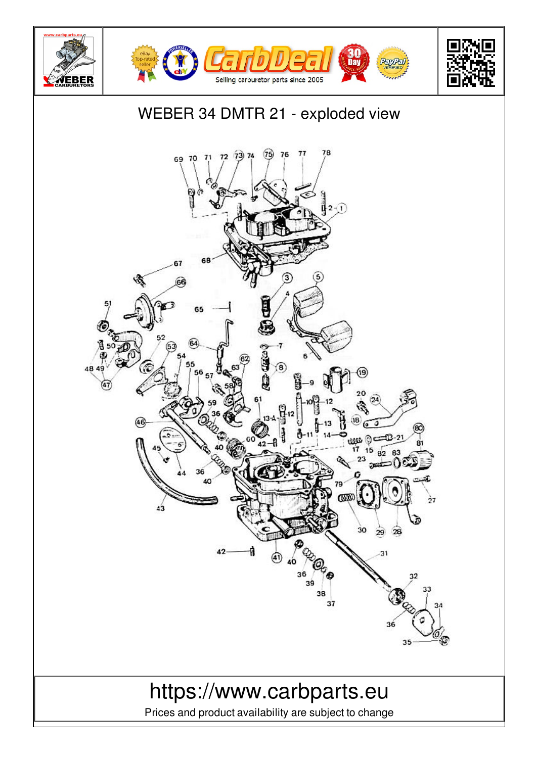# WEBER 34 DMTR 21 - exploded view

https://www.carbparts.eu

Prices and product availability are subject to change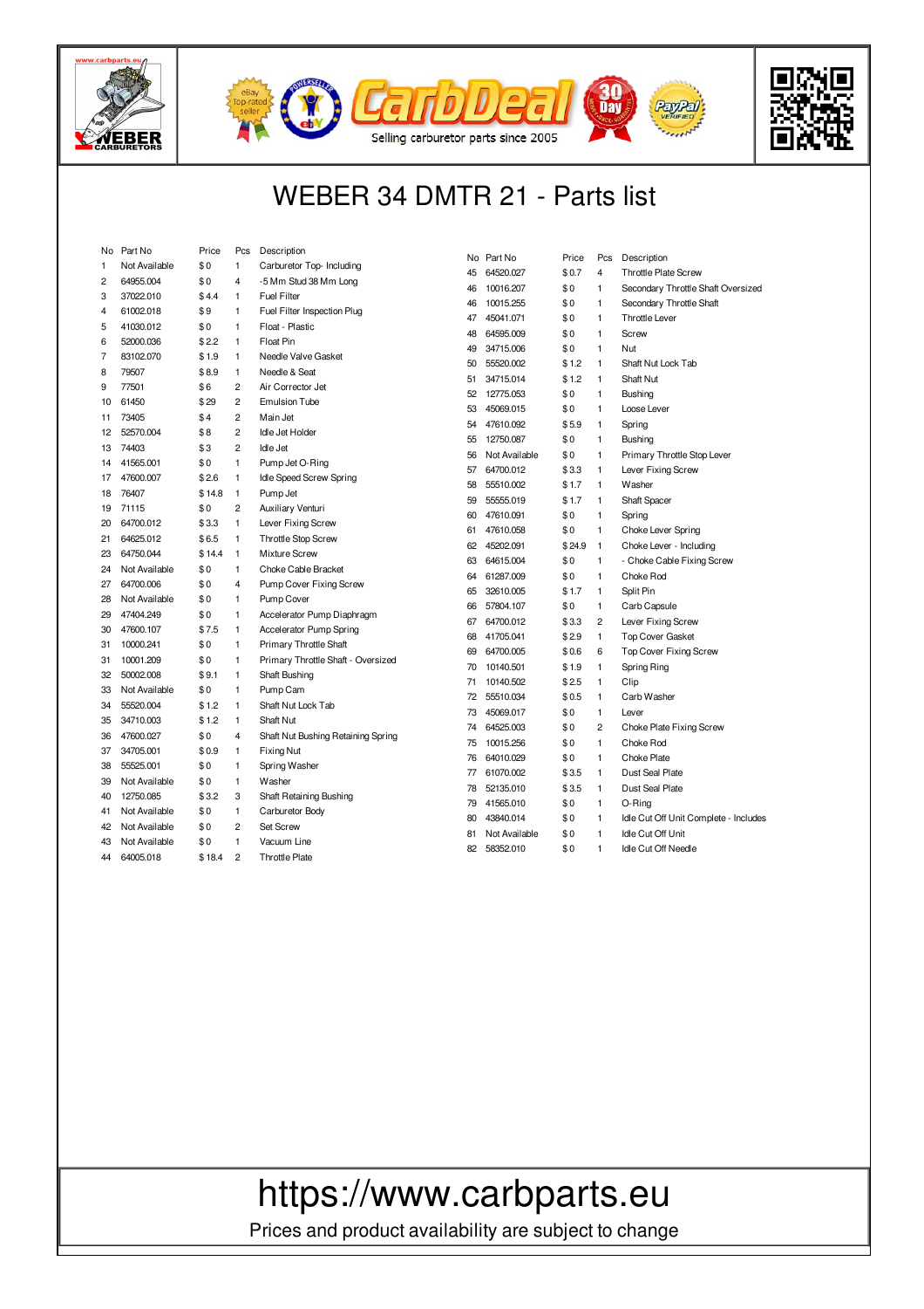# WEBER 34 DMTR 21 - Parts list

| No | Part No | Price | Pcs | Description |
|---|---|---|---|---|
| 1 | Not Available | $ 0 | 1 | Carburetor Top- Including |
| 2 | 64955.004 | $ 0 | 4 | -5 Mm Stud 38 Mm Long |
| 3 | 37022.010 | $ 4.4 | 1 | Fuel Filter |
| 4 | 61002.018 | $ 9 | 1 | Fuel Filter Inspection Plug |
| 5 | 41030.012 | $ 0 | 1 | Float - Plastic |
| 6 | 52000.036 | $ 2.2 | 1 | Float Pin |
| 7 | 83102.070 | $ 1.9 | 1 | Needle Valve Gasket |
| 8 | 79507 | $ 8.9 | 1 | Needle & Seat |
| 9 | 77501 | $ 6 | 2 | Air Corrector Jet |
| 10 | 61450 | $ 29 | 2 | Emulsion Tube |
| 11 | 73405 | $ 4 | 2 | Main Jet |
| 12 | 52570.004 | $ 8 | 2 | Idle Jet Holder |
| 13 | 74403 | $ 3 | 2 | Idle Jet |
| 14 | 41565.001 | $ 0 | 1 | Pump Jet O-Ring |
| 17 | 47600.007 | $ 2.6 | 1 | Idle Speed Screw Spring |
| 18 | 76407 | $ 14.8 | 1 | Pump Jet |
| 19 | 71115 | $ 0 | 2 | Auxiliary Venturi |
| 20 | 64700.012 | $ 3.3 | 1 | Lever Fixing Screw |
| 21 | 64625.012 | $ 6.5 | 1 | Throttle Stop Screw |
| 23 | 64750.044 | $ 14.4 | 1 | Mixture Screw |
| 24 | Not Available | $ 0 | 1 | Choke Cable Bracket |
| 27 | 64700.006 | $ 0 | 4 | Pump Cover Fixing Screw |
| 28 | Not Available | $ 0 | 1 | Pump Cover |
| 29 | 47404.249 | $ 0 | 1 | Accelerator Pump Diaphragm |
| 30 | 47600.107 | $ 7.5 | 1 | Accelerator Pump Spring |
| 31 | 10000.241 | $ 0 | 1 | Primary Throttle Shaft |
| 31 | 10001.209 | $ 0 | 1 | Primary Throttle Shaft - Oversized |
| 32 | 50002.008 | $ 9.1 | 1 | Shaft Bushing |
| 33 | Not Available | $ 0 | 1 | Pump Cam |
| 34 | 55520.004 | $ 1.2 | 1 | Shaft Nut Lock Tab |
| 35 | 34710.003 | $ 1.2 | 1 | Shaft Nut |
| 36 | 47600.027 | $ 0 | 4 | Shaft Nut Bushing Retaining Spring |
| 37 | 34705.001 | $ 0.9 | 1 | Fixing Nut |
| 38 | 55525.001 | $ 0 | 1 | Spring Washer |
| 39 | Not Available | $ 0 | 1 | Washer |
| 40 | 12750.085 | $ 3.2 | 3 | Shaft Retaining Bushing |
| 41 | Not Available | $ 0 | 1 | Carburetor Body |
| 42 | Not Available | $ 0 | 2 | Set Screw |
| 43 | Not Available | $ 0 | 1 | Vacuum Line |
| 44 | 64005.018 | $ 18.4 | 2 | Throttle Plate |
| 45 | 64520.027 | $ 0.7 | 4 | Throttle Plate Screw |
| 46 | 10016.207 | $ 0 | 1 | Secondary Throttle Shaft Oversized |
| 46 | 10015.255 | $ 0 | 1 | Secondary Throttle Shaft |
| 47 | 45041.071 | $ 0 | 1 | Throttle Lever |
| 48 | 64595.009 | $ 0 | 1 | Screw |
| 49 | 34715.006 | $ 0 | 1 | Nut |
| 50 | 55520.002 | $ 1.2 | 1 | Shaft Nut Lock Tab |
| 51 | 34715.014 | $ 1.2 | 1 | Shaft Nut |
| 52 | 12775.053 | $ 0 | 1 | Bushing |
| 53 | 45069.015 | $ 0 | 1 | Loose Lever |
| 54 | 47610.092 | $ 5.9 | 1 | Spring |
| 55 | 12750.087 | $ 0 | 1 | Bushing |
| 56 | Not Available | $ 0 | 1 | Primary Throttle Stop Lever |
| 57 | 64700.012 | $ 3.3 | 1 | Lever Fixing Screw |
| 58 | 55510.002 | $ 1.7 | 1 | Washer |
| 59 | 55555.019 | $ 1.7 | 1 | Shaft Spacer |
| 60 | 47610.091 | $ 0 | 1 | Spring |
| 61 | 47610.058 | $ 0 | 1 | Choke Lever Spring |
| 62 | 45202.091 | $ 24.9 | 1 | Choke Lever - Including |
| 63 | 64615.004 | $ 0 | 1 | - Choke Cable Fixing Screw |
| 64 | 61287.009 | $ 0 | 1 | Choke Rod |
| 65 | 32610.005 | $ 1.7 | 1 | Split Pin |
| 66 | 57804.107 | $ 0 | 1 | Carb Capsule |
| 67 | 64700.012 | $ 3.3 | 2 | Lever Fixing Screw |
| 68 | 41705.041 | $ 2.9 | 1 | Top Cover Gasket |
| 69 | 64700.005 | $ 0.6 | 6 | Top Cover Fixing Screw |
| 70 | 10140.501 | $ 1.9 | 1 | Spring Ring |
| 71 | 10140.502 | $ 2.5 | 1 | Clip |
| 72 | 55510.034 | $ 0.5 | 1 | Carb Washer |
| 73 | 45069.017 | $ 0 | 1 | Lever |
| 74 | 64525.003 | $ 0 | 2 | Choke Plate Fixing Screw |
| 75 | 10015.256 | $ 0 | 1 | Choke Rod |
| 76 | 64010.029 | $ 0 | 1 | Choke Plate |
| 77 | 61070.002 | $ 3.5 | 1 | Dust Seal Plate |
| 78 | 52135.010 | $ 3.5 | 1 | Dust Seal Plate |
| 79 | 41565.010 | $ 0 | 1 | O-Ring |
| 80 | 43840.014 | $ 0 | 1 | Idle Cut Off Unit Complete - Includes |
| 81 | Not Available | $ 0 | 1 | Idle Cut Off Unit |
| 82 | 58352.010 | $ 0 | 1 | Idle Cut Off Needle |

https://www.carbparts.eu

Prices and product availability are subject to change